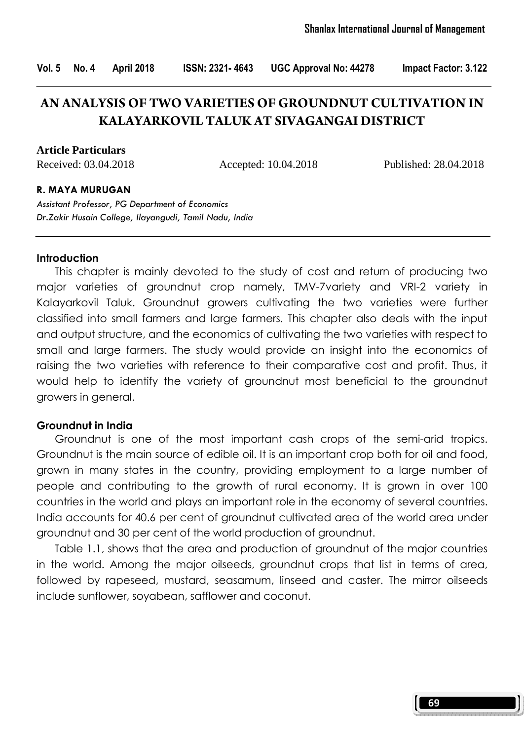# AN ANALYSIS OF TWO VARIETIES OF GROUNDNUT CULTIVATION IN KALAYARKOVIL TALUK AT SIVAGANGAI DISTRICT

**Article Particulars**

Received: 03.04.2018 Accepted: 10.04.2018 Published: 28.04.2018

**R. MAYA MURUGAN**

*Assistant Professor, PG Department of Economics*
*Dr.Zakir Husain College, Ilayangudi, Tamil Nadu, India*

## Introduction

This chapter is mainly devoted to the study of cost and return of producing two major varieties of groundnut crop namely, TMV-7variety and VRI-2 variety in Kalayarkovil Taluk. Groundnut growers cultivating the two varieties were further classified into small farmers and large farmers. This chapter also deals with the input and output structure, and the economics of cultivating the two varieties with respect to small and large farmers. The study would provide an insight into the economics of raising the two varieties with reference to their comparative cost and profit. Thus, it would help to identify the variety of groundnut most beneficial to the groundnut growers in general.

## Groundnut in India

Groundnut is one of the most important cash crops of the semi-arid tropics. Groundnut is the main source of edible oil. It is an important crop both for oil and food, grown in many states in the country, providing employment to a large number of people and contributing to the growth of rural economy. It is grown in over 100 countries in the world and plays an important role in the economy of several countries. India accounts for 40.6 per cent of groundnut cultivated area of the world area under groundnut and 30 per cent of the world production of groundnut.

Table 1.1, shows that the area and production of groundnut of the major countries in the world. Among the major oilseeds, groundnut crops that list in terms of area, followed by rapeseed, mustard, seasamum, linseed and caster. The mirror oilseeds include sunflower, soyabean, safflower and coconut.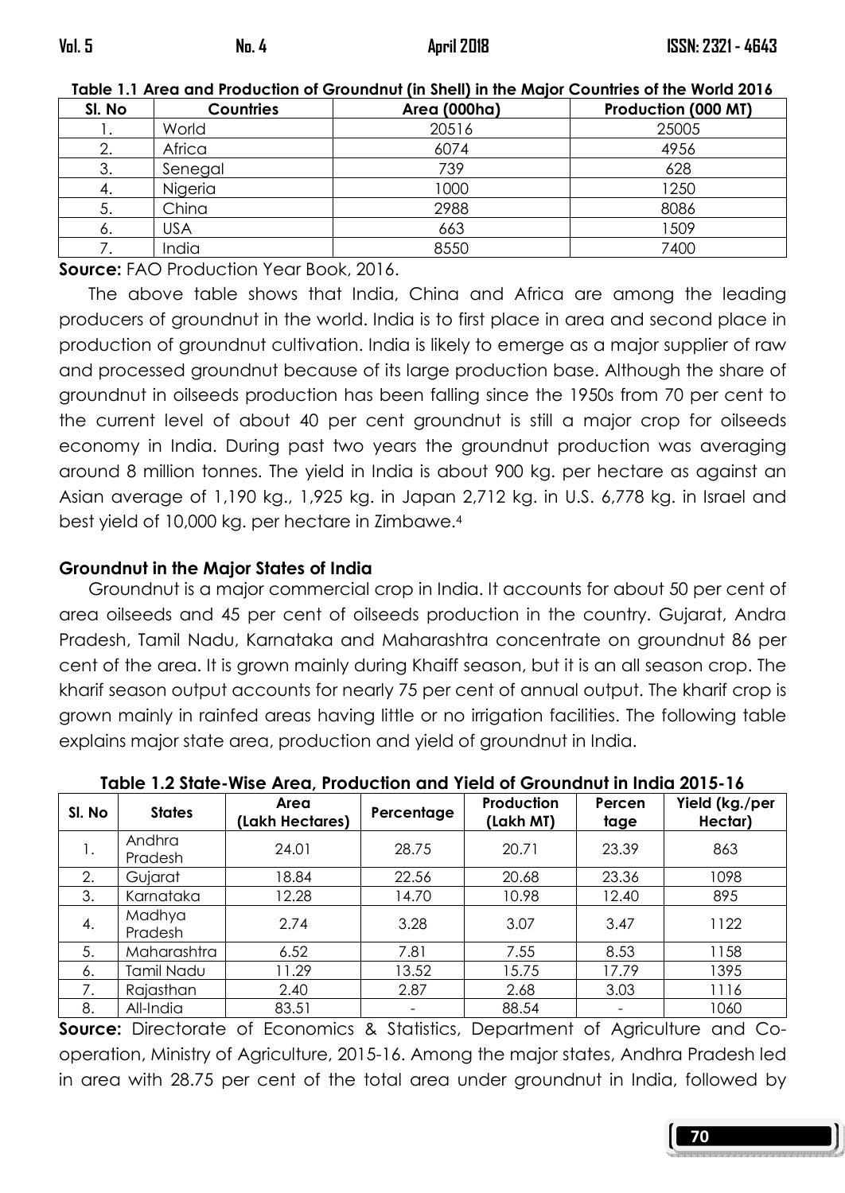**Table 1.1 Area and Production of Groundnut (in Shell) in the Major Countries of the World 2016**

| Sl. No | Countries | Area (000ha) | Production (000 MT) |
|---|---|---|---|
| 1. | World | 20516 | 25005 |
| 2. | Africa | 6074 | 4956 |
| 3. | Senegal | 739 | 628 |
| 4. | Nigeria | 1000 | 1250 |
| 5. | China | 2988 | 8086 |
| 6. | USA | 663 | 1509 |
| 7. | India | 8550 | 7400 |

**Source:** FAO Production Year Book, 2016.

The above table shows that India, China and Africa are among the leading producers of groundnut in the world. India is to first place in area and second place in production of groundnut cultivation. India is likely to emerge as a major supplier of raw and processed groundnut because of its large production base. Although the share of groundnut in oilseeds production has been falling since the 1950s from 70 per cent to the current level of about 40 per cent groundnut is still a major crop for oilseeds economy in India. During past two years the groundnut production was averaging around 8 million tonnes. The yield in India is about 900 kg. per hectare as against an Asian average of 1,190 kg., 1,925 kg. in Japan 2,712 kg. in U.S. 6,778 kg. in Israel and best yield of 10,000 kg. per hectare in Zimbawe.[4]

### Groundnut in the Major States of India

Groundnut is a major commercial crop in India. It accounts for about 50 per cent of area oilseeds and 45 per cent of oilseeds production in the country. Gujarat, Andra Pradesh, Tamil Nadu, Karnataka and Maharashtra concentrate on groundnut 86 per cent of the area. It is grown mainly during Khaiff season, but it is an all season crop. The kharif season output accounts for nearly 75 per cent of annual output. The kharif crop is grown mainly in rainfed areas having little or no irrigation facilities. The following table explains major state area, production and yield of groundnut in India.

**Table 1.2 State-Wise Area, Production and Yield of Groundnut in India 2015-16**

| Sl. No | States | Area (Lakh Hectares) | Percentage | Production (Lakh MT) | Percen tage | Yield (kg./per Hectar) |
|---|---|---|---|---|---|---|
| 1. | Andhra Pradesh | 24.01 | 28.75 | 20.71 | 23.39 | 863 |
| 2. | Gujarat | 18.84 | 22.56 | 20.68 | 23.36 | 1098 |
| 3. | Karnataka | 12.28 | 14.70 | 10.98 | 12.40 | 895 |
| 4. | Madhya Pradesh | 2.74 | 3.28 | 3.07 | 3.47 | 1122 |
| 5. | Maharashtra | 6.52 | 7.81 | 7.55 | 8.53 | 1158 |
| 6. | Tamil Nadu | 11.29 | 13.52 | 15.75 | 17.79 | 1395 |
| 7. | Rajasthan | 2.40 | 2.87 | 2.68 | 3.03 | 1116 |
| 8. | All-India | 83.51 | - | 88.54 | - | 1060 |

**Source:** Directorate of Economics & Statistics, Department of Agriculture and Co-operation, Ministry of Agriculture, 2015-16. Among the major states, Andhra Pradesh led in area with 28.75 per cent of the total area under groundnut in India, followed by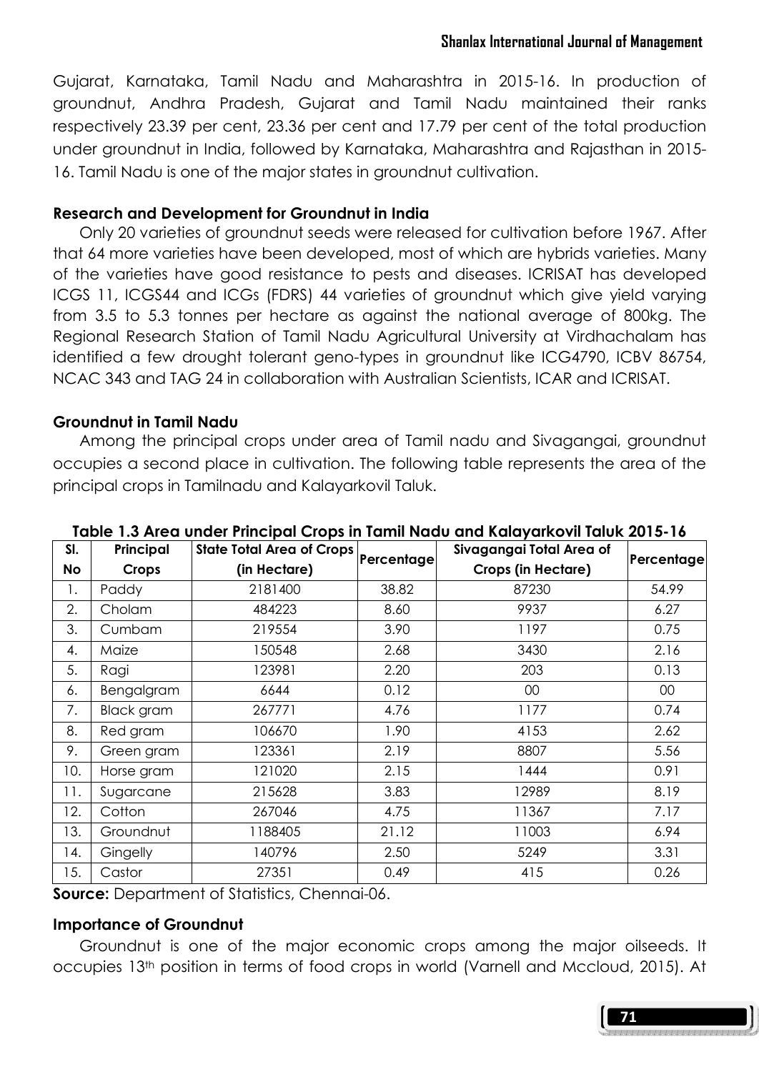Gujarat, Karnataka, Tamil Nadu and Maharashtra in 2015-16. In production of groundnut, Andhra Pradesh, Gujarat and Tamil Nadu maintained their ranks respectively 23.39 per cent, 23.36 per cent and 17.79 per cent of the total production under groundnut in India, followed by Karnataka, Maharashtra and Rajasthan in 2015-16. Tamil Nadu is one of the major states in groundnut cultivation.

### Research and Development for Groundnut in India

Only 20 varieties of groundnut seeds were released for cultivation before 1967. After that 64 more varieties have been developed, most of which are hybrids varieties. Many of the varieties have good resistance to pests and diseases. ICRISAT has developed ICGS 11, ICGS44 and ICGs (FDRS) 44 varieties of groundnut which give yield varying from 3.5 to 5.3 tonnes per hectare as against the national average of 800kg. The Regional Research Station of Tamil Nadu Agricultural University at Virdhachalam has identified a few drought tolerant geno-types in groundnut like ICG4790, ICBV 86754, NCAC 343 and TAG 24 in collaboration with Australian Scientists, ICAR and ICRISAT.

### Groundnut in Tamil Nadu

Among the principal crops under area of Tamil nadu and Sivagangai, groundnut occupies a second place in cultivation. The following table represents the area of the principal crops in Tamilnadu and Kalayarkovil Taluk.

**Table 1.3 Area under Principal Crops in Tamil Nadu and Kalayarkovil Taluk 2015-16**

| Sl. No | Principal Crops | State Total Area of Crops (in Hectare) | Percentage | Sivagangai Total Area of Crops (in Hectare) | Percentage |
|---|---|---|---|---|---|
| 1. | Paddy | 2181400 | 38.82 | 87230 | 54.99 |
| 2. | Cholam | 484223 | 8.60 | 9937 | 6.27 |
| 3. | Cumbam | 219554 | 3.90 | 1197 | 0.75 |
| 4. | Maize | 150548 | 2.68 | 3430 | 2.16 |
| 5. | Ragi | 123981 | 2.20 | 203 | 0.13 |
| 6. | Bengalgram | 6644 | 0.12 | 00 | 00 |
| 7. | Black gram | 267771 | 4.76 | 1177 | 0.74 |
| 8. | Red gram | 106670 | 1.90 | 4153 | 2.62 |
| 9. | Green gram | 123361 | 2.19 | 8807 | 5.56 |
| 10. | Horse gram | 121020 | 2.15 | 1444 | 0.91 |
| 11. | Sugarcane | 215628 | 3.83 | 12989 | 8.19 |
| 12. | Cotton | 267046 | 4.75 | 11367 | 7.17 |
| 13. | Groundnut | 1188405 | 21.12 | 11003 | 6.94 |
| 14. | Gingelly | 140796 | 2.50 | 5249 | 3.31 |
| 15. | Castor | 27351 | 0.49 | 415 | 0.26 |

**Source:** Department of Statistics, Chennai-06.

### Importance of Groundnut

Groundnut is one of the major economic crops among the major oilseeds. It occupies 13th position in terms of food crops in world (Varnell and Mccloud, 2015). At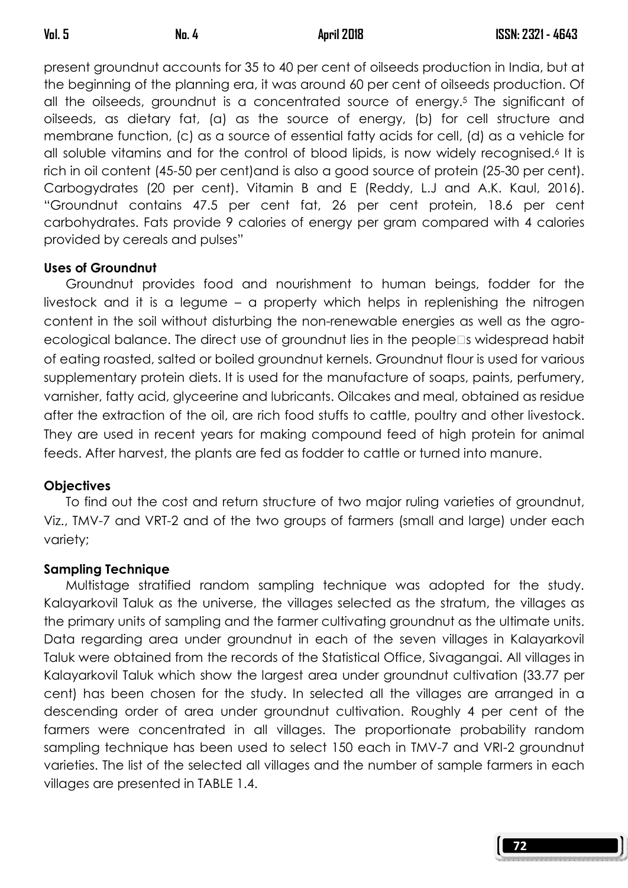present groundnut accounts for 35 to 40 per cent of oilseeds production in India, but at the beginning of the planning era, it was around 60 per cent of oilseeds production. Of all the oilseeds, groundnut is a concentrated source of energy.[5] The significant of oilseeds, as dietary fat, (a) as the source of energy, (b) for cell structure and membrane function, (c) as a source of essential fatty acids for cell, (d) as a vehicle for all soluble vitamins and for the control of blood lipids, is now widely recognised.[6] It is rich in oil content (45-50 per cent)and is also a good source of protein (25-30 per cent). Carbogydrates (20 per cent). Vitamin B and E (Reddy, L.J and A.K. Kaul, 2016). "Groundnut contains 47.5 per cent fat, 26 per cent protein, 18.6 per cent carbohydrates. Fats provide 9 calories of energy per gram compared with 4 calories provided by cereals and pulses"

**Uses of Groundnut**

Groundnut provides food and nourishment to human beings, fodder for the livestock and it is a legume – a property which helps in replenishing the nitrogen content in the soil without disturbing the non-renewable energies as well as the agro-ecological balance. The direct use of groundnut lies in the people□s widespread habit of eating roasted, salted or boiled groundnut kernels. Groundnut flour is used for various supplementary protein diets. It is used for the manufacture of soaps, paints, perfumery, varnisher, fatty acid, glyceerine and lubricants. Oilcakes and meal, obtained as residue after the extraction of the oil, are rich food stuffs to cattle, poultry and other livestock. They are used in recent years for making compound feed of high protein for animal feeds. After harvest, the plants are fed as fodder to cattle or turned into manure.

**Objectives**

To find out the cost and return structure of two major ruling varieties of groundnut, Viz., TMV-7 and VRT-2 and of the two groups of farmers (small and large) under each variety;

**Sampling Technique**

Multistage stratified random sampling technique was adopted for the study. Kalayarkovil Taluk as the universe, the villages selected as the stratum, the villages as the primary units of sampling and the farmer cultivating groundnut as the ultimate units. Data regarding area under groundnut in each of the seven villages in Kalayarkovil Taluk were obtained from the records of the Statistical Office, Sivagangai. All villages in Kalayarkovil Taluk which show the largest area under groundnut cultivation (33.77 per cent) has been chosen for the study. In selected all the villages are arranged in a descending order of area under groundnut cultivation. Roughly 4 per cent of the farmers were concentrated in all villages. The proportionate probability random sampling technique has been used to select 150 each in TMV-7 and VRI-2 groundnut varieties. The list of the selected all villages and the number of sample farmers in each villages are presented in TABLE 1.4.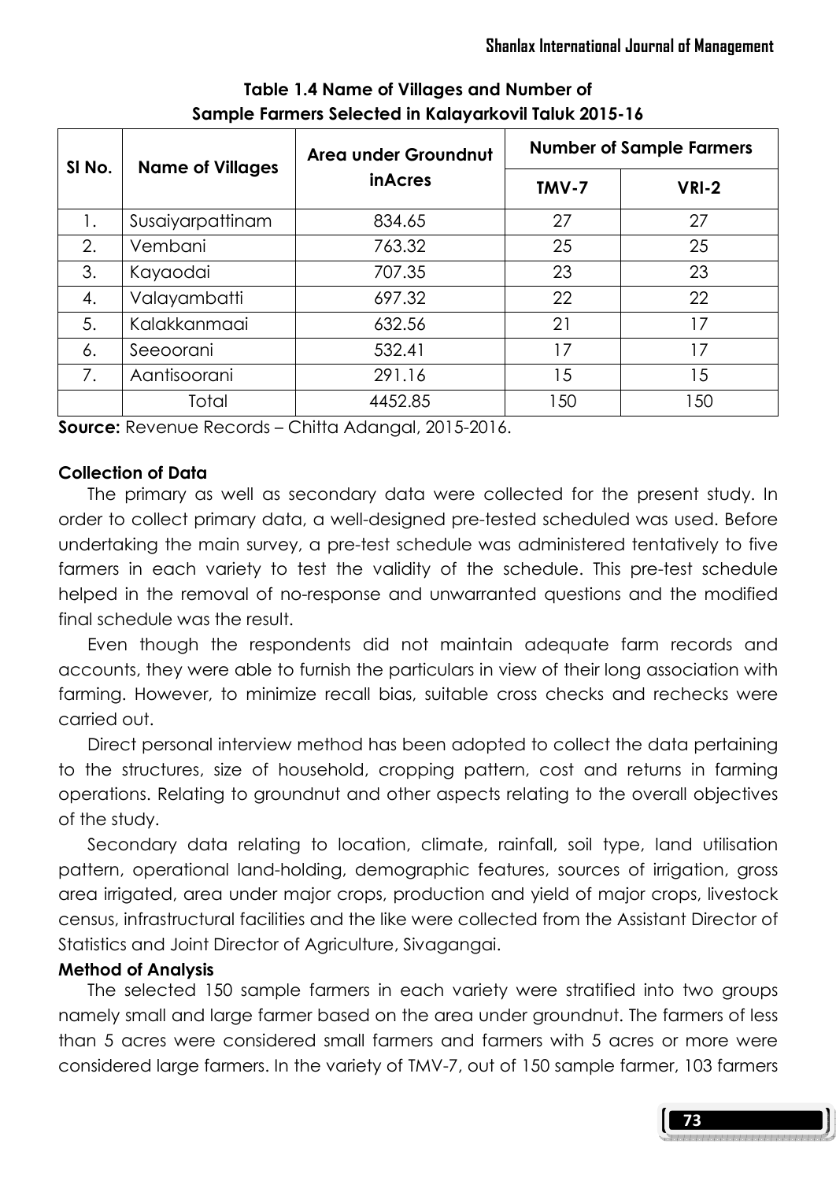**Table 1.4 Name of Villages and Number of Sample Farmers Selected in Kalayarkovil Taluk 2015-16**

| Sl No. | Name of Villages | Area under Groundnut inAcres | Number of Sample Farmers | |
|---|---|---|---|---|
| | | | TMV-7 | VRI-2 |
| 1. | Susaiyarpattinam | 834.65 | 27 | 27 |
| 2. | Vembani | 763.32 | 25 | 25 |
| 3. | Kayaodai | 707.35 | 23 | 23 |
| 4. | Valayambatti | 697.32 | 22 | 22 |
| 5. | Kalakkanmaai | 632.56 | 21 | 17 |
| 6. | Seeoorani | 532.41 | 17 | 17 |
| 7. | Aantisoorani | 291.16 | 15 | 15 |
| | Total | 4452.85 | 150 | 150 |

**Source:** Revenue Records – Chitta Adangal, 2015-2016.

**Collection of Data**

The primary as well as secondary data were collected for the present study. In order to collect primary data, a well-designed pre-tested scheduled was used. Before undertaking the main survey, a pre-test schedule was administered tentatively to five farmers in each variety to test the validity of the schedule. This pre-test schedule helped in the removal of no-response and unwarranted questions and the modified final schedule was the result.

Even though the respondents did not maintain adequate farm records and accounts, they were able to furnish the particulars in view of their long association with farming. However, to minimize recall bias, suitable cross checks and rechecks were carried out.

Direct personal interview method has been adopted to collect the data pertaining to the structures, size of household, cropping pattern, cost and returns in farming operations. Relating to groundnut and other aspects relating to the overall objectives of the study.

Secondary data relating to location, climate, rainfall, soil type, land utilisation pattern, operational land-holding, demographic features, sources of irrigation, gross area irrigated, area under major crops, production and yield of major crops, livestock census, infrastructural facilities and the like were collected from the Assistant Director of Statistics and Joint Director of Agriculture, Sivagangai.

**Method of Analysis**

The selected 150 sample farmers in each variety were stratified into two groups namely small and large farmer based on the area under groundnut. The farmers of less than 5 acres were considered small farmers and farmers with 5 acres or more were considered large farmers. In the variety of TMV-7, out of 150 sample farmer, 103 farmers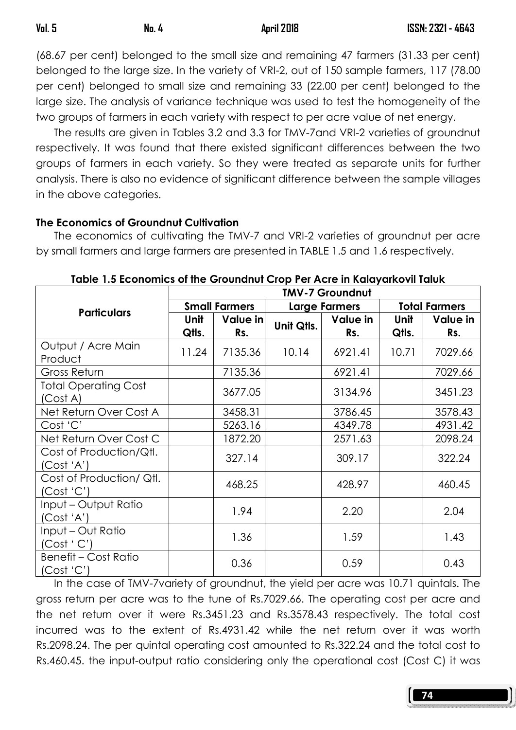(68.67 per cent) belonged to the small size and remaining 47 farmers (31.33 per cent) belonged to the large size. In the variety of VRI-2, out of 150 sample farmers, 117 (78.00 per cent) belonged to small size and remaining 33 (22.00 per cent) belonged to the large size. The analysis of variance technique was used to test the homogeneity of the two groups of farmers in each variety with respect to per acre value of net energy.

The results are given in Tables 3.2 and 3.3 for TMV-7and VRI-2 varieties of groundnut respectively. It was found that there existed significant differences between the two groups of farmers in each variety. So they were treated as separate units for further analysis. There is also no evidence of significant difference between the sample villages in the above categories.

**The Economics of Groundnut Cultivation**

The economics of cultivating the TMV-7 and VRI-2 varieties of groundnut per acre by small farmers and large farmers are presented in TABLE 1.5 and 1.6 respectively.

**Table 1.5 Economics of the Groundnut Crop Per Acre in Kalayarkovil Taluk**

| Particulars | TMV-7 Groundnut | | | | | |
|---|---|---|---|---|---|---|
| | Small Farmers | | Large Farmers | | Total Farmers | |
| | Unit Qtls. | Value in Rs. | Unit Qtls. | Value in Rs. | Unit Qtls. | Value in Rs. |
| Output / Acre Main Product | 11.24 | 7135.36 | 10.14 | 6921.41 | 10.71 | 7029.66 |
| Gross Return | | 7135.36 | | 6921.41 | | 7029.66 |
| Total Operating Cost (Cost A) | | 3677.05 | | 3134.96 | | 3451.23 |
| Net Return Over Cost A | | 3458.31 | | 3786.45 | | 3578.43 |
| Cost 'C' | | 5263.16 | | 4349.78 | | 4931.42 |
| Net Return Over Cost C | | 1872.20 | | 2571.63 | | 2098.24 |
| Cost of Production/Qtl. (Cost 'A') | | 327.14 | | 309.17 | | 322.24 |
| Cost of Production/ Qtl. (Cost 'C') | | 468.25 | | 428.97 | | 460.45 |
| Input – Output Ratio (Cost 'A') | | 1.94 | | 2.20 | | 2.04 |
| Input – Out Ratio (Cost ' C') | | 1.36 | | 1.59 | | 1.43 |
| Benefit – Cost Ratio (Cost 'C') | | 0.36 | | 0.59 | | 0.43 |

In the case of TMV-7variety of groundnut, the yield per acre was 10.71 quintals. The gross return per acre was to the tune of Rs.7029.66. The operating cost per acre and the net return over it were Rs.3451.23 and Rs.3578.43 respectively. The total cost incurred was to the extent of Rs.4931.42 while the net return over it was worth Rs.2098.24. The per quintal operating cost amounted to Rs.322.24 and the total cost to Rs.460.45. the input-output ratio considering only the operational cost (Cost C) it was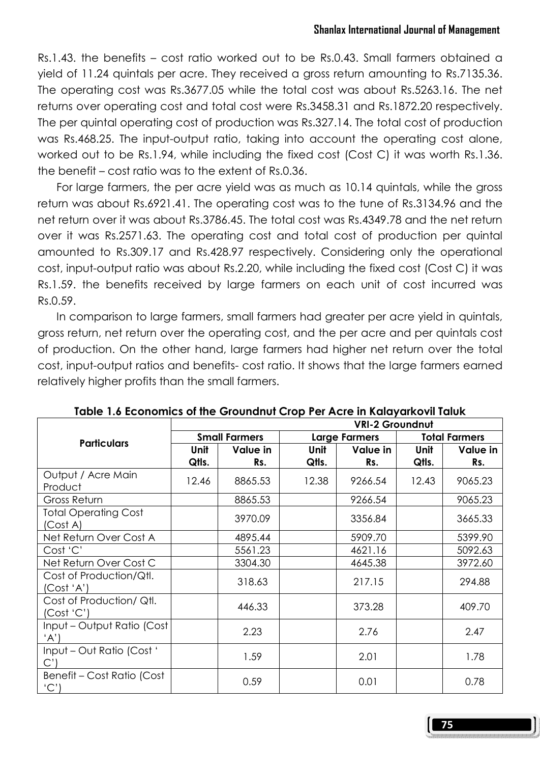Rs.1.43. the benefits – cost ratio worked out to be Rs.0.43. Small farmers obtained a yield of 11.24 quintals per acre. They received a gross return amounting to Rs.7135.36. The operating cost was Rs.3677.05 while the total cost was about Rs.5263.16. The net returns over operating cost and total cost were Rs.3458.31 and Rs.1872.20 respectively. The per quintal operating cost of production was Rs.327.14. The total cost of production was Rs.468.25. The input-output ratio, taking into account the operating cost alone, worked out to be Rs.1.94, while including the fixed cost (Cost C) it was worth Rs.1.36. the benefit – cost ratio was to the extent of Rs.0.36.

For large farmers, the per acre yield was as much as 10.14 quintals, while the gross return was about Rs.6921.41. The operating cost was to the tune of Rs.3134.96 and the net return over it was about Rs.3786.45. The total cost was Rs.4349.78 and the net return over it was Rs.2571.63. The operating cost and total cost of production per quintal amounted to Rs.309.17 and Rs.428.97 respectively. Considering only the operational cost, input-output ratio was about Rs.2.20, while including the fixed cost (Cost C) it was Rs.1.59. the benefits received by large farmers on each unit of cost incurred was Rs.0.59.

In comparison to large farmers, small farmers had greater per acre yield in quintals, gross return, net return over the operating cost, and the per acre and per quintals cost of production. On the other hand, large farmers had higher net return over the total cost, input-output ratios and benefits- cost ratio. It shows that the large farmers earned relatively higher profits than the small farmers.

**Table 1.6 Economics of the Groundnut Crop Per Acre in Kalayarkovil Taluk**

| Particulars | VRI-2 Groundnut | | | | | |
|---|---|---|---|---|---|---|
| | Small Farmers | | Large Farmers | | Total Farmers | |
| | Unit Qtls. | Value in Rs. | Unit Qtls. | Value in Rs. | Unit Qtls. | Value in Rs. |
| Output / Acre Main Product | 12.46 | 8865.53 | 12.38 | 9266.54 | 12.43 | 9065.23 |
| Gross Return | | 8865.53 | | 9266.54 | | 9065.23 |
| Total Operating Cost (Cost A) | | 3970.09 | | 3356.84 | | 3665.33 |
| Net Return Over Cost A | | 4895.44 | | 5909.70 | | 5399.90 |
| Cost 'C' | | 5561.23 | | 4621.16 | | 5092.63 |
| Net Return Over Cost C | | 3304.30 | | 4645.38 | | 3972.60 |
| Cost of Production/Qtl. (Cost 'A') | | 318.63 | | 217.15 | | 294.88 |
| Cost of Production/ Qtl. (Cost 'C') | | 446.33 | | 373.28 | | 409.70 |
| Input – Output Ratio (Cost 'A') | | 2.23 | | 2.76 | | 2.47 |
| Input – Out Ratio (Cost ' C') | | 1.59 | | 2.01 | | 1.78 |
| Benefit – Cost Ratio (Cost 'C') | | 0.59 | | 0.01 | | 0.78 |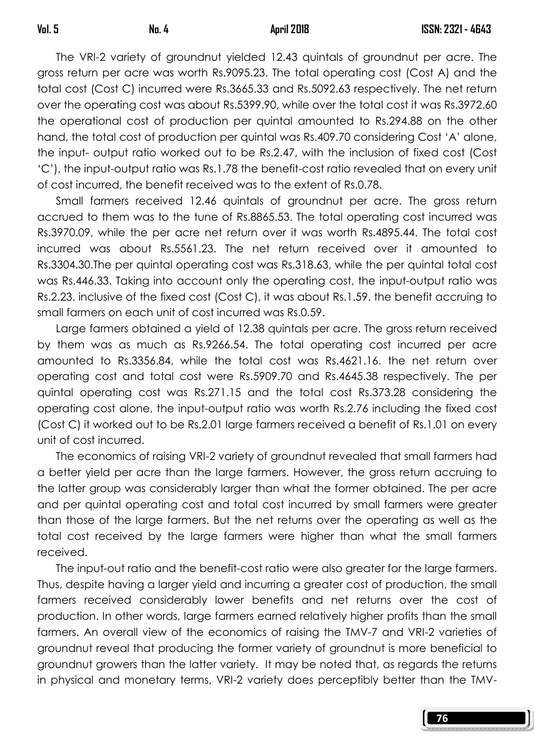The VRI-2 variety of groundnut yielded 12.43 quintals of groundnut per acre. The gross return per acre was worth Rs.9095.23. The total operating cost (Cost A) and the total cost (Cost C) incurred were Rs.3665.33 and Rs.5092.63 respectively. The net return over the operating cost was about Rs.5399.90, while over the total cost it was Rs.3972.60 the operational cost of production per quintal amounted to Rs.294.88 on the other hand, the total cost of production per quintal was Rs.409.70 considering Cost 'A' alone, the input- output ratio worked out to be Rs.2.47, with the inclusion of fixed cost (Cost 'C'), the input-output ratio was Rs.1.78 the benefit-cost ratio revealed that on every unit of cost incurred, the benefit received was to the extent of Rs.0.78.

Small farmers received 12.46 quintals of groundnut per acre. The gross return accrued to them was to the tune of Rs.8865.53. The total operating cost incurred was Rs.3970.09, while the per acre net return over it was worth Rs.4895.44. The total cost incurred was about Rs.5561.23. The net return received over it amounted to Rs.3304.30.The per quintal operating cost was Rs.318.63, while the per quintal total cost was Rs.446.33. Taking into account only the operating cost, the input-output ratio was Rs.2.23. inclusive of the fixed cost (Cost C), it was about Rs.1.59. the benefit accruing to small farmers on each unit of cost incurred was Rs.0.59.

Large farmers obtained a yield of 12.38 quintals per acre. The gross return received by them was as much as Rs.9266.54. The total operating cost incurred per acre amounted to Rs.3356.84, while the total cost was Rs.4621.16. the net return over operating cost and total cost were Rs.5909.70 and Rs.4645.38 respectively. The per quintal operating cost was Rs.271.15 and the total cost Rs.373.28 considering the operating cost alone, the input-output ratio was worth Rs.2.76 including the fixed cost (Cost C) it worked out to be Rs.2.01 large farmers received a benefit of Rs.1.01 on every unit of cost incurred.

The economics of raising VRI-2 variety of groundnut revealed that small farmers had a better yield per acre than the large farmers. However, the gross return accruing to the latter group was considerably larger than what the former obtained. The per acre and per quintal operating cost and total cost incurred by small farmers were greater than those of the large farmers. But the net returns over the operating as well as the total cost received by the large farmers were higher than what the small farmers received.

The input-out ratio and the benefit-cost ratio were also greater for the large farmers. Thus, despite having a larger yield and incurring a greater cost of production, the small farmers received considerably lower benefits and net returns over the cost of production. In other words, large farmers earned relatively higher profits than the small farmers. An overall view of the economics of raising the TMV-7 and VRI-2 varieties of groundnut reveal that producing the former variety of groundnut is more beneficial to groundnut growers than the latter variety. It may be noted that, as regards the returns in physical and monetary terms, VRI-2 variety does perceptibly better than the TMV-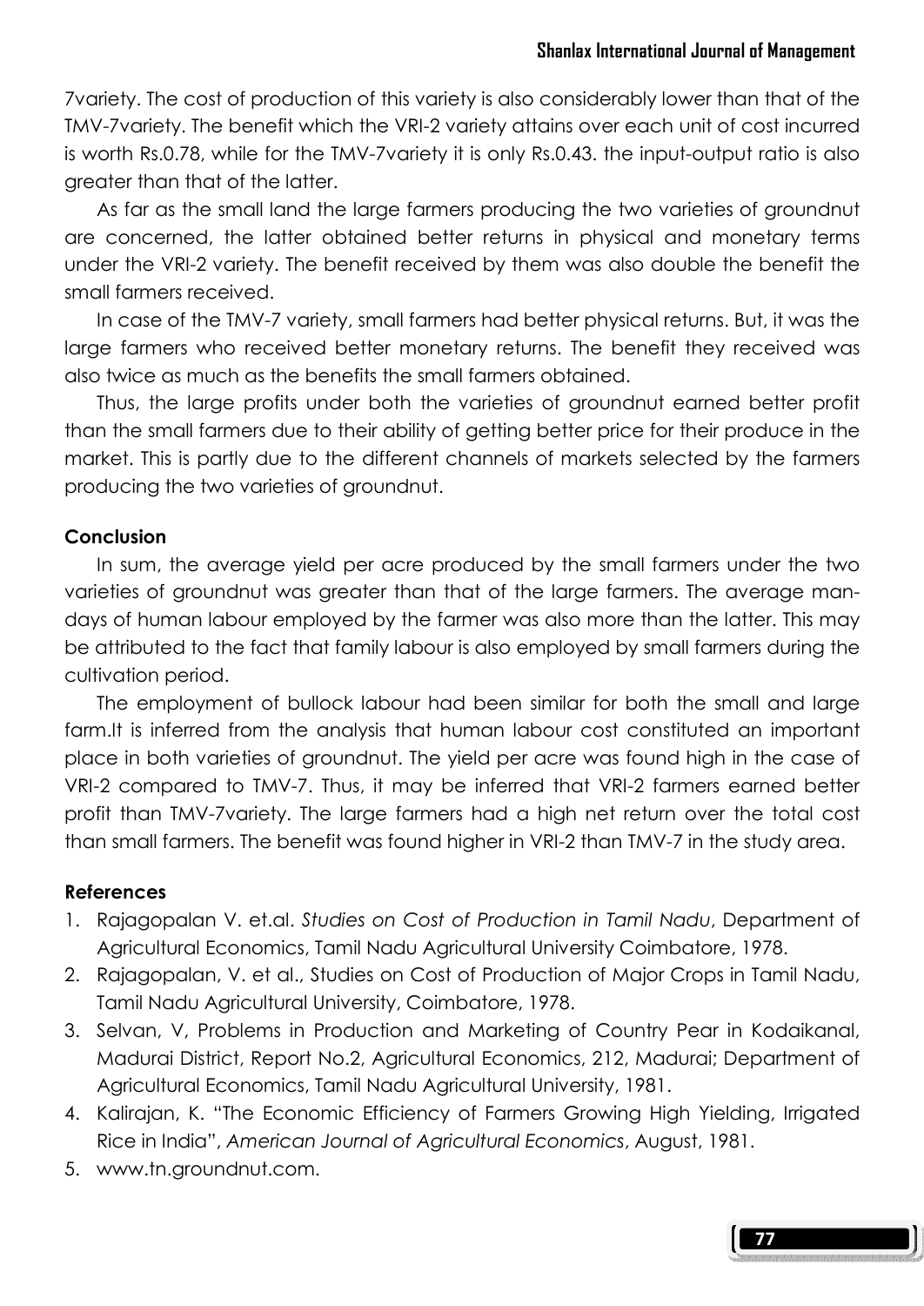7variety. The cost of production of this variety is also considerably lower than that of the TMV-7variety. The benefit which the VRI-2 variety attains over each unit of cost incurred is worth Rs.0.78, while for the TMV-7variety it is only Rs.0.43. the input-output ratio is also greater than that of the latter.

As far as the small land the large farmers producing the two varieties of groundnut are concerned, the latter obtained better returns in physical and monetary terms under the VRI-2 variety. The benefit received by them was also double the benefit the small farmers received.

In case of the TMV-7 variety, small farmers had better physical returns. But, it was the large farmers who received better monetary returns. The benefit they received was also twice as much as the benefits the small farmers obtained.

Thus, the large profits under both the varieties of groundnut earned better profit than the small farmers due to their ability of getting better price for their produce in the market. This is partly due to the different channels of markets selected by the farmers producing the two varieties of groundnut.

## Conclusion

In sum, the average yield per acre produced by the small farmers under the two varieties of groundnut was greater than that of the large farmers. The average man-days of human labour employed by the farmer was also more than the latter. This may be attributed to the fact that family labour is also employed by small farmers during the cultivation period.

The employment of bullock labour had been similar for both the small and large farm.It is inferred from the analysis that human labour cost constituted an important place in both varieties of groundnut. The yield per acre was found high in the case of VRI-2 compared to TMV-7. Thus, it may be inferred that VRI-2 farmers earned better profit than TMV-7variety. The large farmers had a high net return over the total cost than small farmers. The benefit was found higher in VRI-2 than TMV-7 in the study area.

## References

1. Rajagopalan V. et.al. *Studies on Cost of Production in Tamil Nadu*, Department of Agricultural Economics, Tamil Nadu Agricultural University Coimbatore, 1978.
2. Rajagopalan, V. et al., Studies on Cost of Production of Major Crops in Tamil Nadu, Tamil Nadu Agricultural University, Coimbatore, 1978.
3. Selvan, V, Problems in Production and Marketing of Country Pear in Kodaikanal, Madurai District, Report No.2, Agricultural Economics, 212, Madurai; Department of Agricultural Economics, Tamil Nadu Agricultural University, 1981.
4. Kalirajan, K. "The Economic Efficiency of Farmers Growing High Yielding, Irrigated Rice in India", *American Journal of Agricultural Economics*, August, 1981.
5. www.tn.groundnut.com.